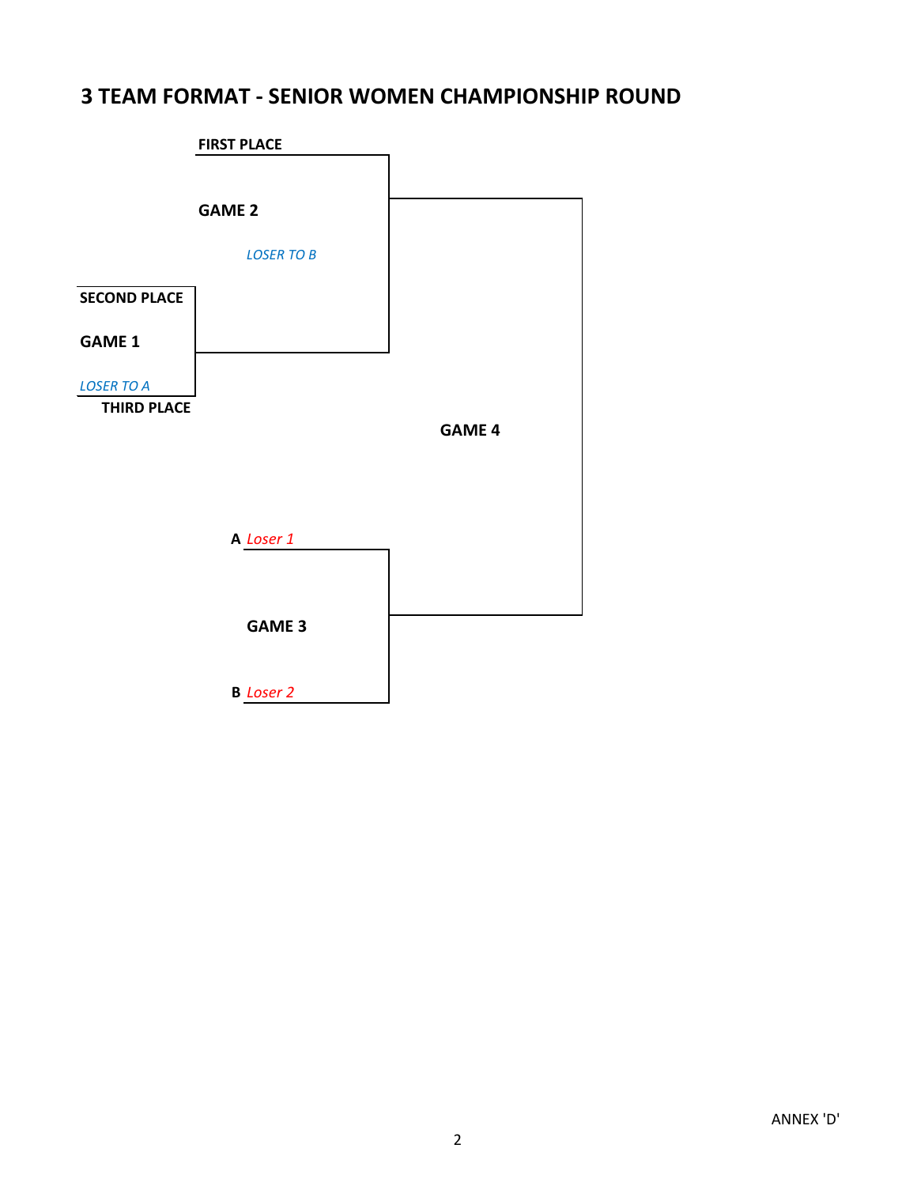## 3 TEAM FORMAT - SENIOR WOMEN CHAMPIONSHIP ROUND

**FIRST PLACE**

**GAME 2**

*LOSER TO B*

**SECOND PLACE**

**GAME 1**

*LOSER TO A*

**THIRD PLACE**

**GAME 4**

**A** *Loser 1*

**GAME 3**

**B** *Loser 2*

ANNEX 'D'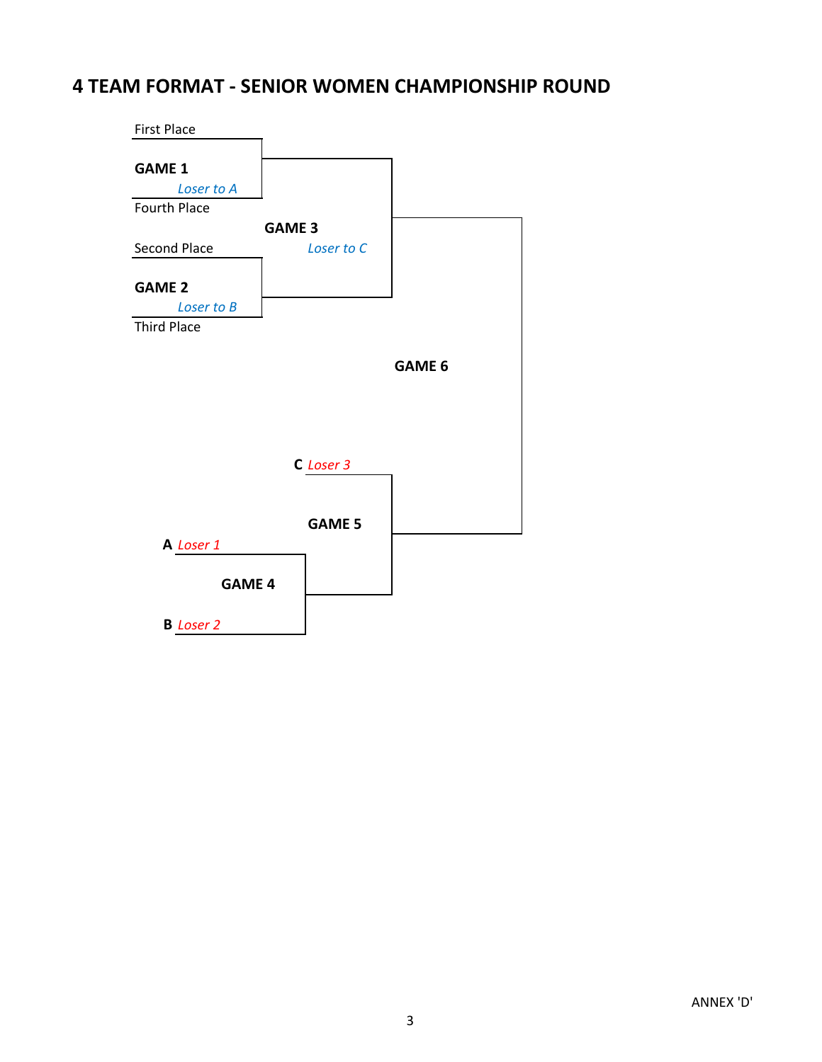## 4 TEAM FORMAT - SENIOR WOMEN CHAMPIONSHIP ROUND

First Place

**GAME 1**

*Loser to A*

Fourth Place

**GAME 3**

Second Place

*Loser to C*

**GAME 2**

*Loser to B*

Third Place

**GAME 6**

**C** *Loser 3*

**GAME 5**

**A** *Loser 1*

**GAME 4**

**B** *Loser 2*

ANNEX 'D'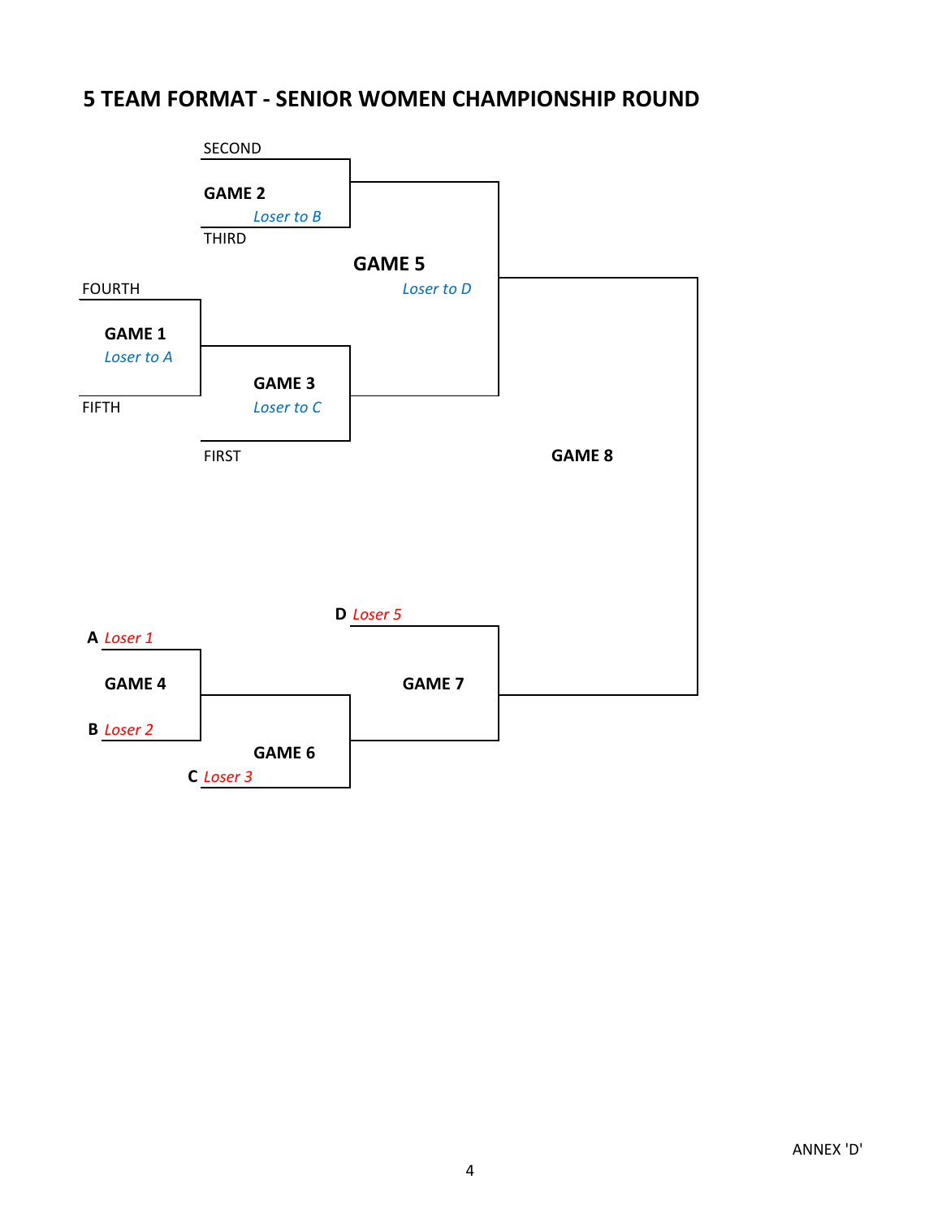## 5 TEAM FORMAT - SENIOR WOMEN CHAMPIONSHIP ROUND

SECOND

**GAME 2**

*Loser to B*

THIRD

**GAME 5**

*Loser to D*

FOURTH

**GAME 1**

*Loser to A*

**GAME 3**

*Loser to C*

FIFTH

FIRST

**GAME 8**

**D** *Loser 5*

**A** *Loser 1*

**GAME 4**

**GAME 7**

**B** *Loser 2*

**GAME 6**

**C** *Loser 3*

ANNEX 'D'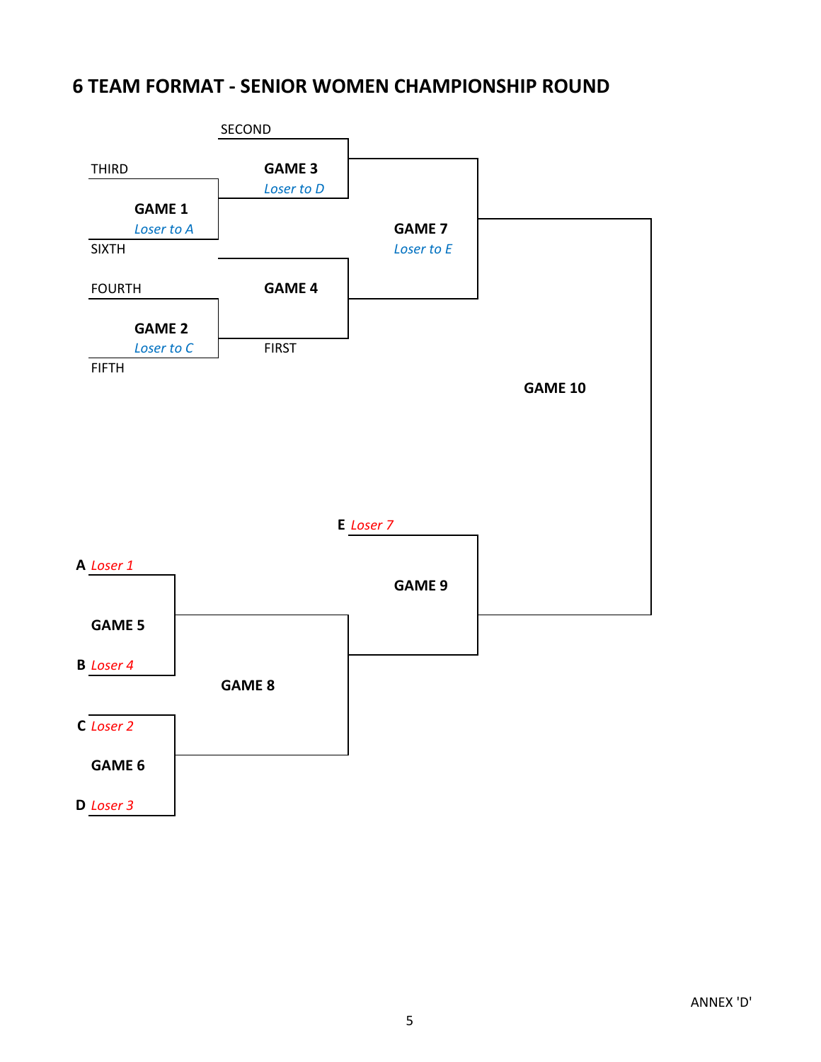## 6 TEAM FORMAT - SENIOR WOMEN CHAMPIONSHIP ROUND

SECOND

THIRD

**GAME 3**
*Loser to D*

**GAME 1**
*Loser to A*

SIXTH

**GAME 7**
*Loser to E*

FOURTH

**GAME 4**

**GAME 2**
*Loser to C*

FIRST

FIFTH

**GAME 10**

**E** *Loser 7*

**A** *Loser 1*

**GAME 9**

**GAME 5**

**B** *Loser 4*

**GAME 8**

**C** *Loser 2*

**GAME 6**

**D** *Loser 3*

ANNEX 'D'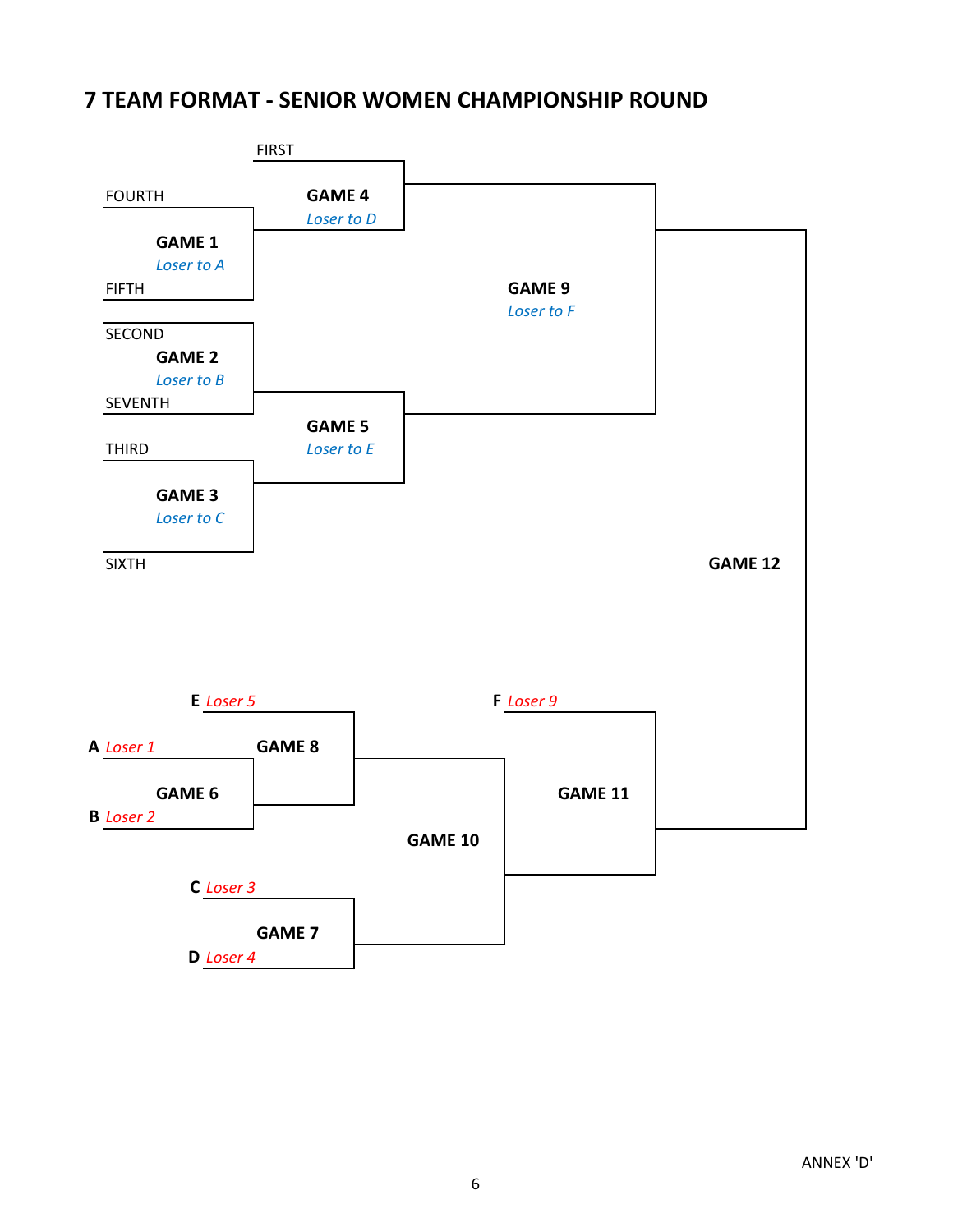# 7 TEAM FORMAT - SENIOR WOMEN CHAMPIONSHIP ROUND

FIRST

FOURTH

**GAME 4**
*Loser to D*

**GAME 1**
*Loser to A*

FIFTH

**GAME 9**
*Loser to F*

SECOND

**GAME 2**
*Loser to B*

SEVENTH

**GAME 5**
*Loser to E*

THIRD

**GAME 3**
*Loser to C*

SIXTH

**GAME 12**

**E** *Loser 5*

**F** *Loser 9*

**A** *Loser 1*

**GAME 8**

**GAME 6**

**GAME 11**

**B** *Loser 2*

**GAME 10**

**C** *Loser 3*

**GAME 7**

**D** *Loser 4*

ANNEX 'D'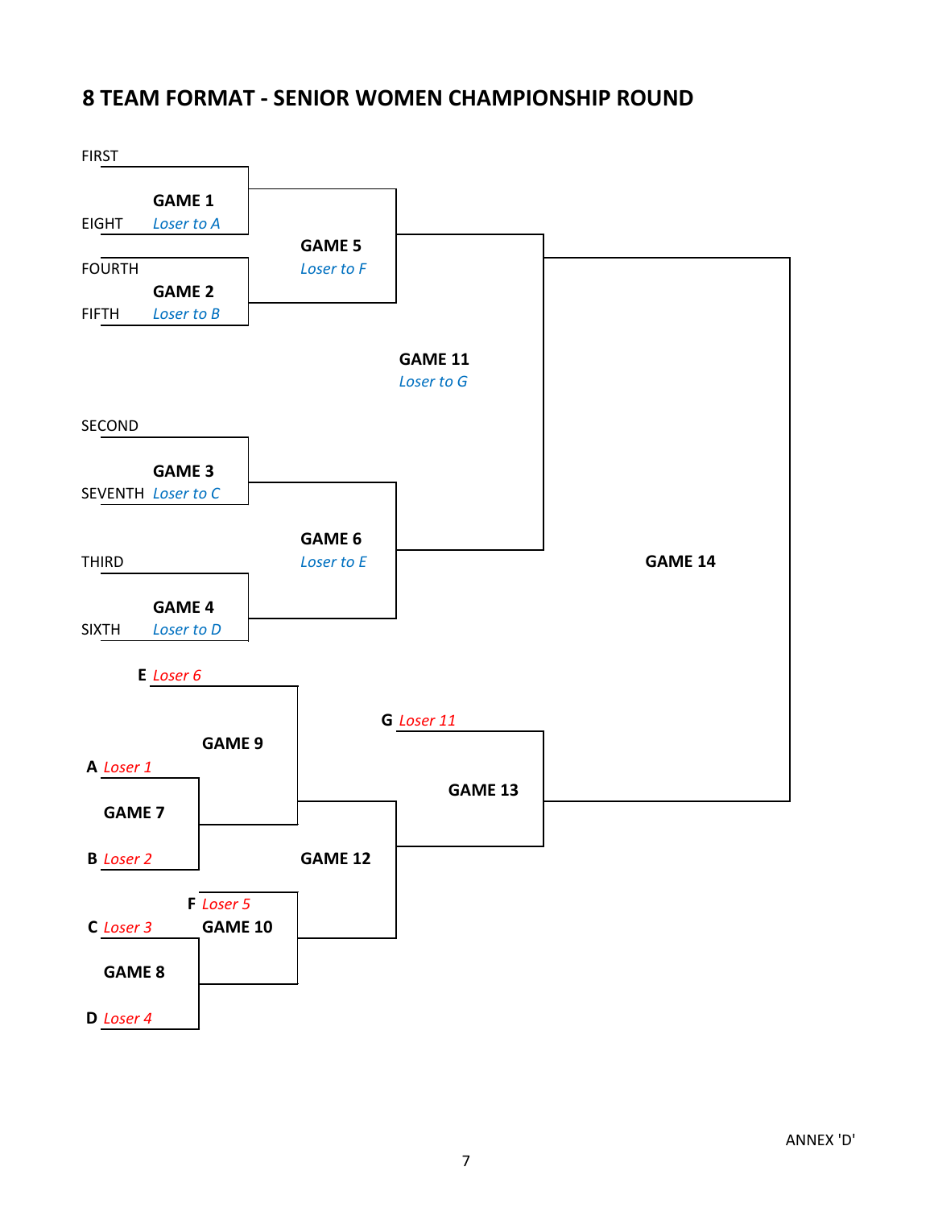# 8 TEAM FORMAT - SENIOR WOMEN CHAMPIONSHIP ROUND

FIRST

**GAME 1**

EIGHT *Loser to A*

FOURTH

**GAME 2**

FIFTH *Loser to B*

**GAME 5**
*Loser to F*

**GAME 11**
*Loser to G*

SECOND

**GAME 3**

SEVENTH *Loser to C*

THIRD

**GAME 4**

SIXTH *Loser to D*

**GAME 6**
*Loser to E*

**GAME 14**

**E** *Loser 6*

**GAME 9**

**A** *Loser 1*

**GAME 7**

**B** *Loser 2*

**G** *Loser 11*

**GAME 13**

**GAME 12**

**F** *Loser 5*

**C** *Loser 3*

**GAME 10**

**GAME 8**

**D** *Loser 4*

ANNEX 'D'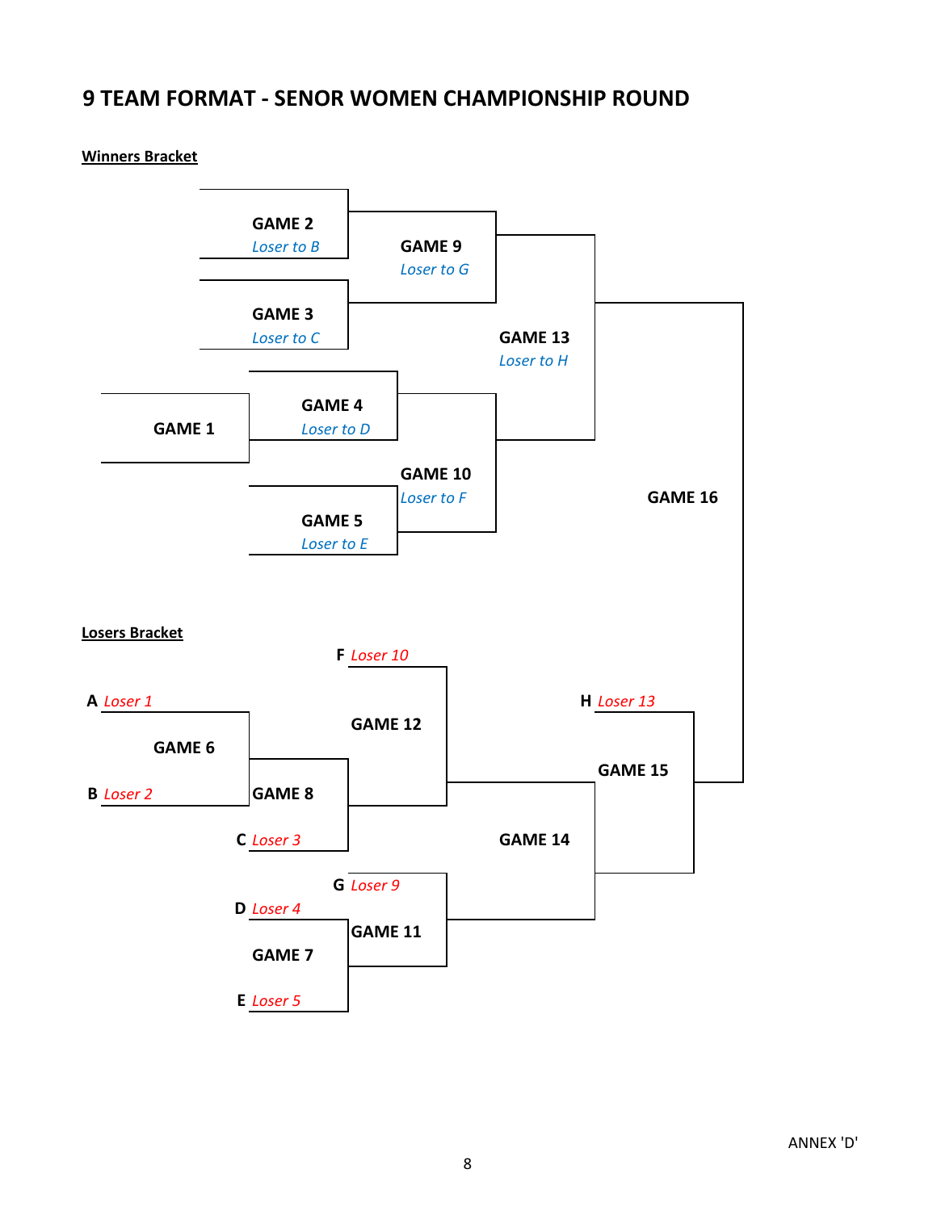## 9 TEAM FORMAT - SENOR WOMEN CHAMPIONSHIP ROUND

**Winners Bracket**

**GAME 2**
*Loser to B*

**GAME 9**
*Loser to G*

**GAME 3**
*Loser to C*

**GAME 13**
*Loser to H*

**GAME 4**
*Loser to D*

**GAME 1**

**GAME 10**
*Loser to F*

**GAME 16**

**GAME 5**
*Loser to E*

**Losers Bracket**

**F** *Loser 10*

**A** *Loser 1*

**H** *Loser 13*

**GAME 12**

**GAME 6**

**GAME 15**

**B** *Loser 2*

**GAME 8**

**C** *Loser 3*

**GAME 14**

**G** *Loser 9*

**D** *Loser 4*

**GAME 11**

**GAME 7**

**E** *Loser 5*

ANNEX 'D'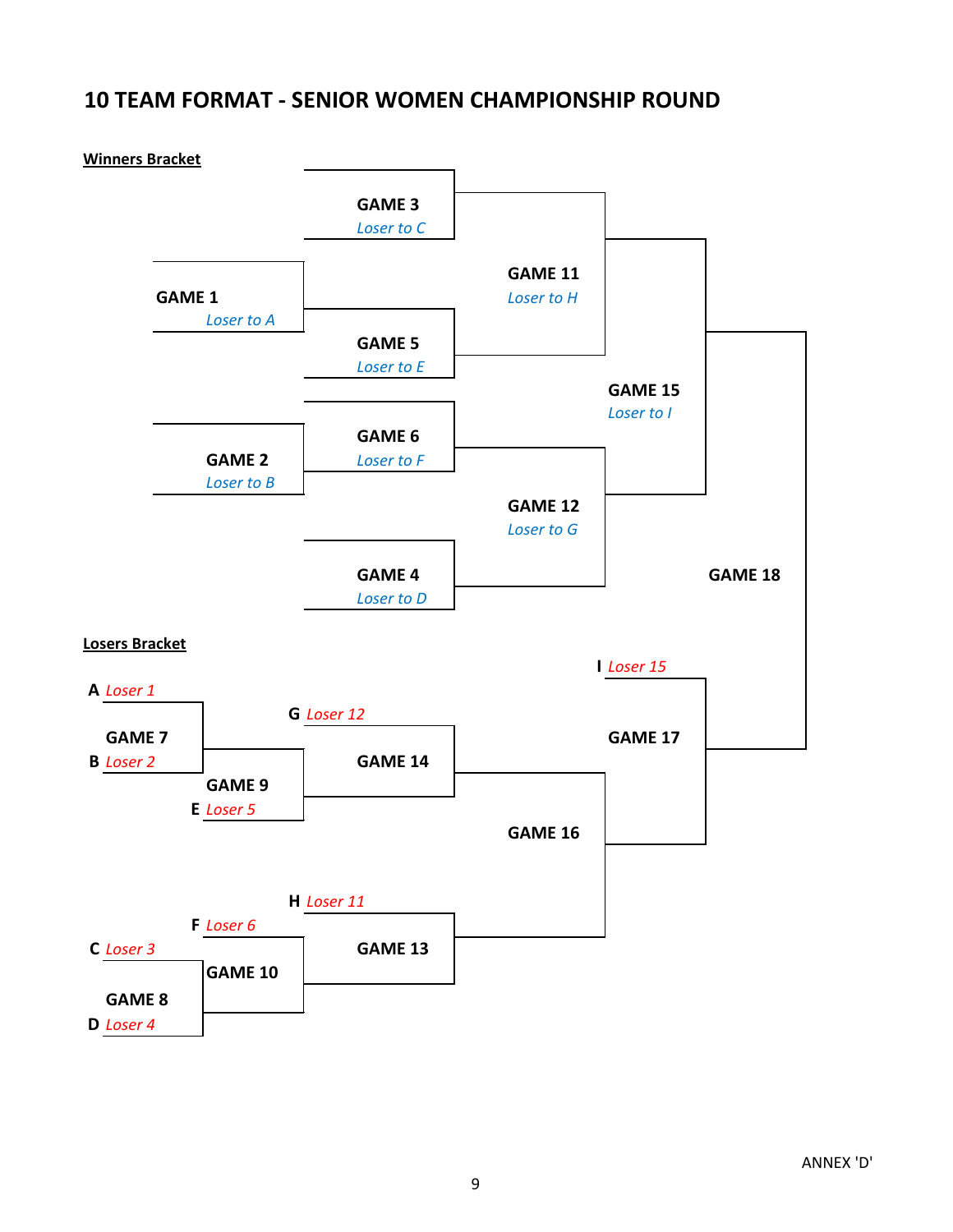# 10 TEAM FORMAT - SENIOR WOMEN CHAMPIONSHIP ROUND

**Winners Bracket**

**GAME 3**
*Loser to C*

**GAME 1**
*Loser to A*

**GAME 11**
*Loser to H*

**GAME 5**
*Loser to E*

**GAME 15**
*Loser to I*

**GAME 6**
*Loser to F*

**GAME 2**
*Loser to B*

**GAME 12**
*Loser to G*

**GAME 4**
*Loser to D*

**GAME 18**

**Losers Bracket**

**I** *Loser 15*

**A** *Loser 1*

**G** *Loser 12*

**GAME 7**

**B** *Loser 2*

**GAME 14**

**GAME 17**

**GAME 9**

**E** *Loser 5*

**GAME 16**

**H** *Loser 11*

**F** *Loser 6*

**C** *Loser 3*

**GAME 13**

**GAME 10**

**GAME 8**

**D** *Loser 4*

ANNEX 'D'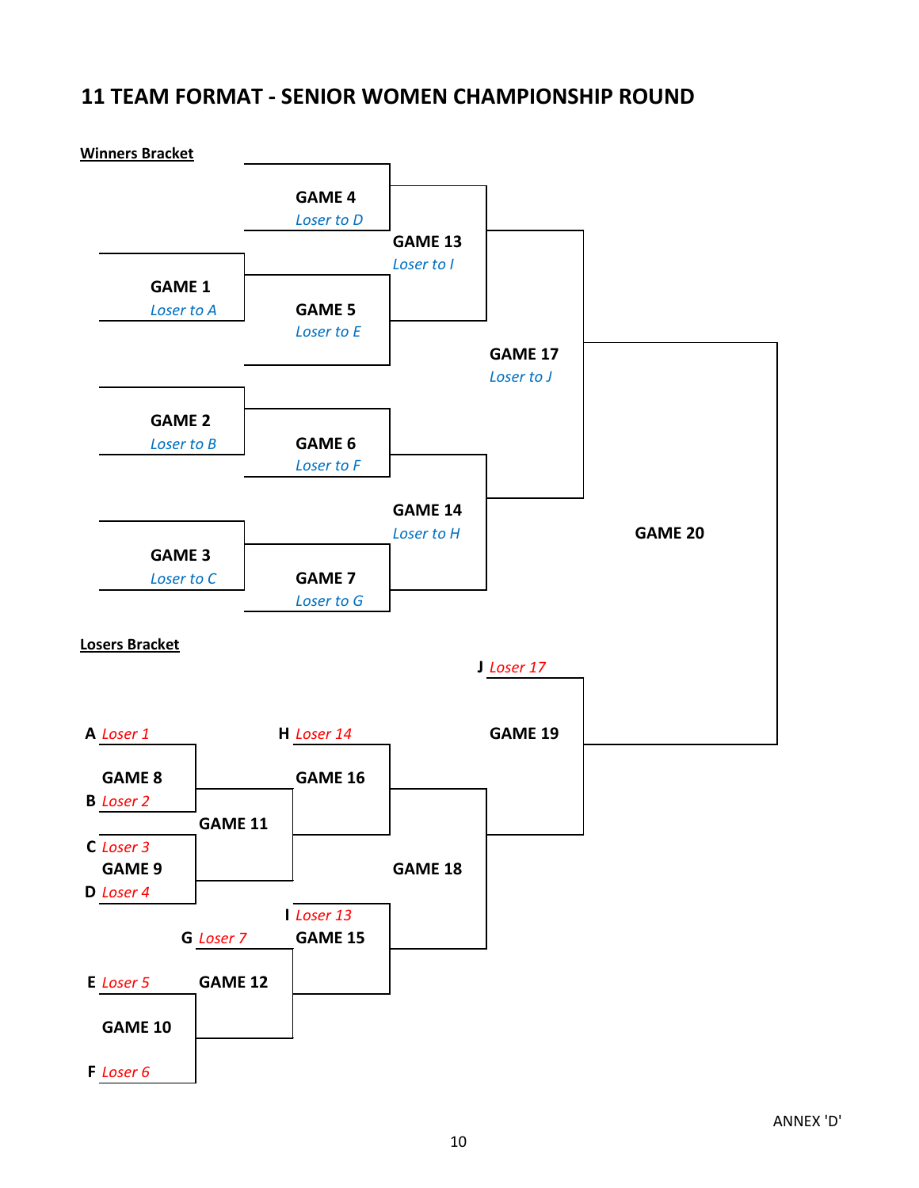# 11 TEAM FORMAT - SENIOR WOMEN CHAMPIONSHIP ROUND

**Winners Bracket**

**GAME 4**
*Loser to D*

**GAME 13**
*Loser to I*

**GAME 1**
*Loser to A*

**GAME 5**
*Loser to E*

**GAME 17**
*Loser to J*

**GAME 2**
*Loser to B*

**GAME 6**
*Loser to F*

**GAME 14**
*Loser to H*

**GAME 20**

**GAME 3**
*Loser to C*

**GAME 7**
*Loser to G*

**Losers Bracket**

**J** *Loser 17*

**GAME 19**

**A** *Loser 1*

**H** *Loser 14*

**GAME 8**

**GAME 16**

**B** *Loser 2*

**GAME 11**

**C** *Loser 3*

**GAME 9**

**GAME 18**

**D** *Loser 4*

**I** *Loser 13*

**G** *Loser 7*

**GAME 15**

**E** *Loser 5*

**GAME 12**

**GAME 10**

**F** *Loser 6*

ANNEX 'D'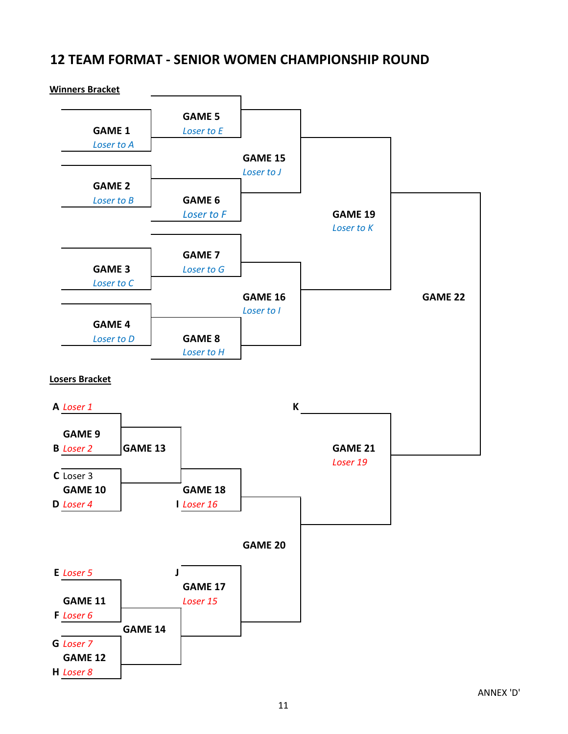## 12 TEAM FORMAT - SENIOR WOMEN CHAMPIONSHIP ROUND

**Winners Bracket**

**GAME 1**
*Loser to A*

**GAME 2**
*Loser to B*

**GAME 3**
*Loser to C*

**GAME 4**
*Loser to D*

**GAME 5**
*Loser to E*

**GAME 6**
*Loser to F*

**GAME 7**
*Loser to G*

**GAME 8**
*Loser to H*

**GAME 15**
*Loser to J*

**GAME 16**
*Loser to I*

**GAME 19**
*Loser to K*

**GAME 22**

**Losers Bracket**

**A** *Loser 1*

**GAME 9**

**B** *Loser 2*

**GAME 13**

**C** Loser 3

**GAME 10**

**D** *Loser 4*

**GAME 18**

**I** *Loser 16*

**K**

**GAME 21**
*Loser 19*

**GAME 20**

**E** *Loser 5*

**GAME 11**

**F** *Loser 6*

**J**

**GAME 17**
*Loser 15*

**GAME 14**

**G** *Loser 7*

**GAME 12**

**H** *Loser 8*

ANNEX 'D'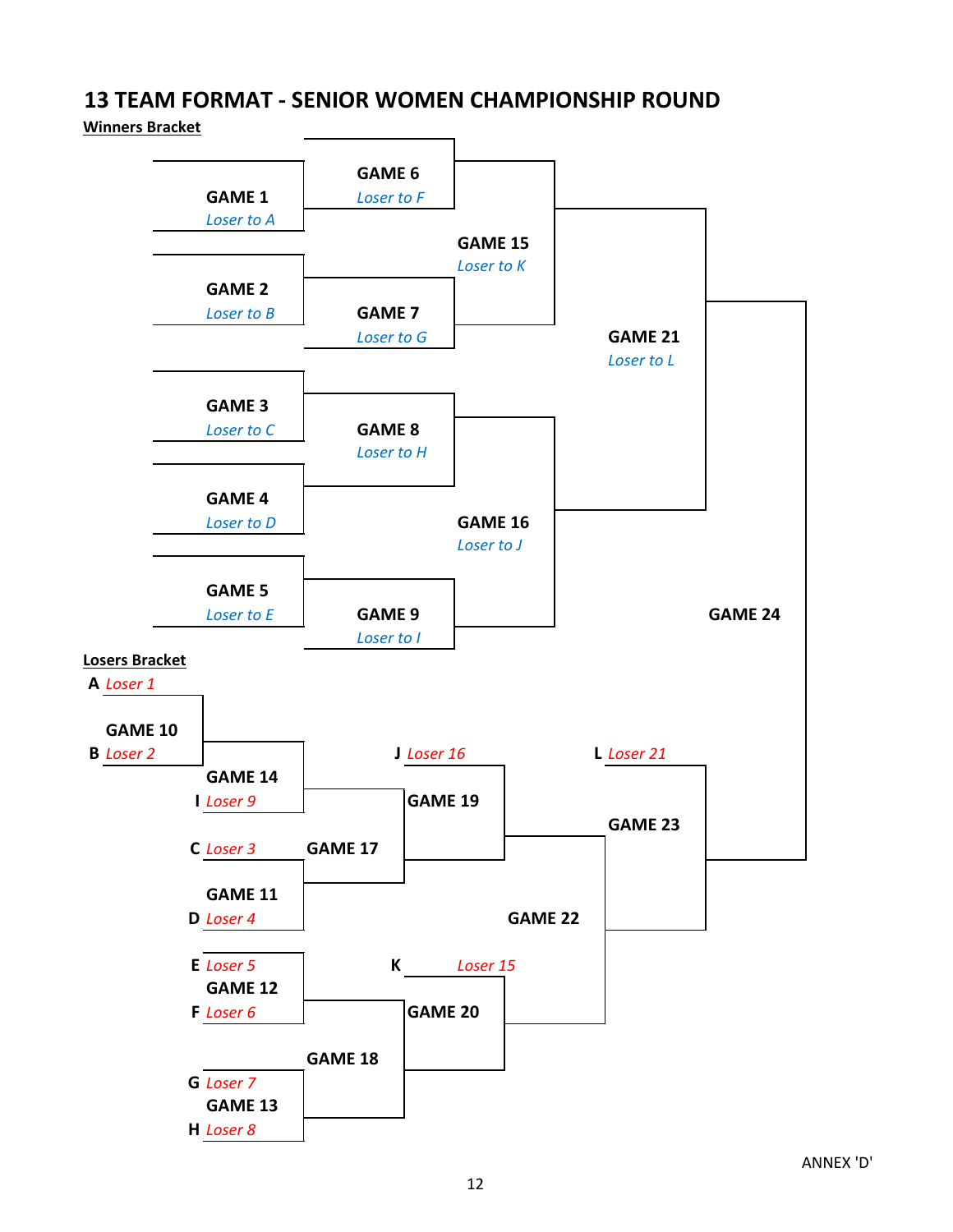# 13 TEAM FORMAT - SENIOR WOMEN CHAMPIONSHIP ROUND

**Winners Bracket**

**GAME 1**
*Loser to A*

**GAME 2**
*Loser to B*

**GAME 3**
*Loser to C*

**GAME 4**
*Loser to D*

**GAME 5**
*Loser to E*

**GAME 6**
*Loser to F*

**GAME 7**
*Loser to G*

**GAME 8**
*Loser to H*

**GAME 9**
*Loser to I*

**GAME 15**
*Loser to K*

**GAME 16**
*Loser to J*

**GAME 21**
*Loser to L*

**GAME 24**

**Losers Bracket**

**A** *Loser 1*

**GAME 10**

**B** *Loser 2*

**GAME 14**

**I** *Loser 9*

**C** *Loser 3*

**GAME 11**

**D** *Loser 4*

**E** *Loser 5*

**GAME 12**

**F** *Loser 6*

**G** *Loser 7*

**GAME 13**

**H** *Loser 8*

**GAME 17**

**GAME 18**

**J** *Loser 16*

**GAME 19**

**K** *Loser 15*

**GAME 20**

**GAME 22**

**L** *Loser 21*

**GAME 23**

ANNEX 'D'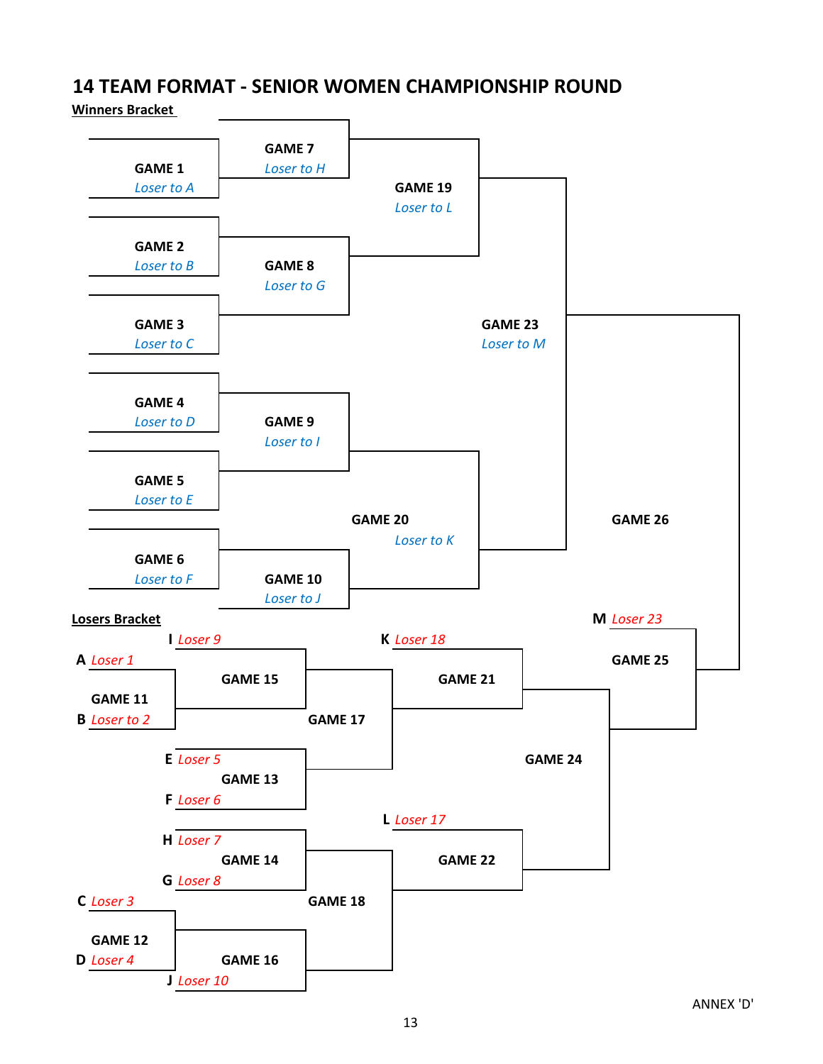## 14 TEAM FORMAT - SENIOR WOMEN CHAMPIONSHIP ROUND

**Winners Bracket**

**GAME 1**
Loser to A

**GAME 2**
Loser to B

**GAME 3**
Loser to C

**GAME 4**
Loser to D

**GAME 5**
Loser to E

**GAME 6**
Loser to F

**GAME 7**
Loser to H

**GAME 8**
Loser to G

**GAME 9**
Loser to I

**GAME 10**
Loser to J

**GAME 19**
Loser to L

**GAME 20**
Loser to K

**GAME 23**
Loser to M

**GAME 26**

**Losers Bracket**

A Loser 1
B Loser to 2
**GAME 11**

I Loser 9
**GAME 15**

**GAME 17**

E Loser 5
F Loser 6
**GAME 13**

H Loser 7
G Loser 8
**GAME 14**

C Loser 3
D Loser 4
**GAME 12**

J Loser 10
**GAME 16**

**GAME 18**

K Loser 18
**GAME 21**

L Loser 17
**GAME 22**

**GAME 24**

M Loser 23
**GAME 25**

ANNEX 'D'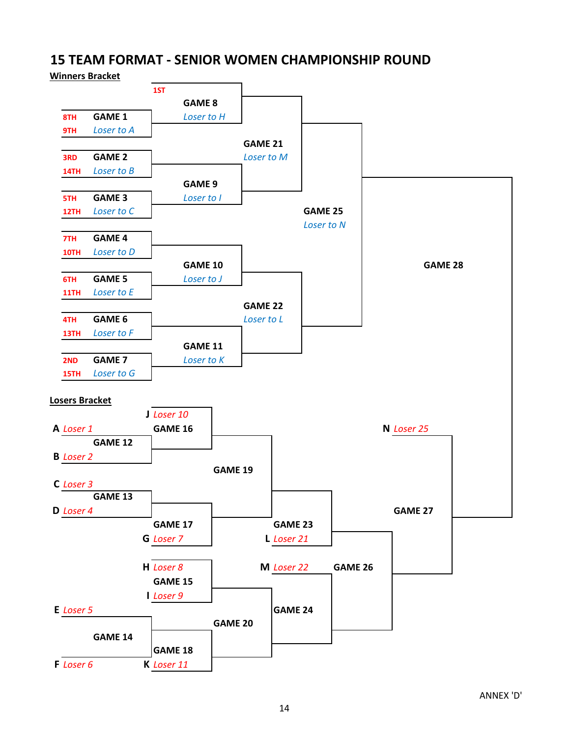# 15 TEAM FORMAT - SENIOR WOMEN CHAMPIONSHIP ROUND

## Winners Bracket

| Game | Team / Source | Team / Source | Loser |
|---|---|---|---|
| GAME 1 | 8TH | 9TH | Loser to A |
| GAME 2 | 3RD | 14TH | Loser to B |
| GAME 3 | 5TH | 12TH | Loser to C |
| GAME 4 | 7TH | 10TH | Loser to D |
| GAME 5 | 6TH | 11TH | Loser to E |
| GAME 6 | 4TH | 13TH | Loser to F |
| GAME 7 | 2ND | 15TH | Loser to G |
| GAME 8 | 1ST | Winner Game 1 | Loser to H |
| GAME 9 | Winner Game 2 | Winner Game 3 | Loser to I |
| GAME 10 | Winner Game 4 | Winner Game 5 | Loser to J |
| GAME 11 | Winner Game 6 | Winner Game 7 | Loser to K |
| GAME 21 | Winner Game 8 | Winner Game 9 | Loser to M |
| GAME 22 | Winner Game 10 | Winner Game 11 | Loser to L |
| GAME 25 | Winner Game 21 | Winner Game 22 | Loser to N |
| GAME 28 | Winner Game 25 | Winner Game 27 | |

## Losers Bracket

| Game | Team / Source | Team / Source |
|---|---|---|
| GAME 12 | A Loser 1 | B Loser 2 |
| GAME 13 | C Loser 3 | D Loser 4 |
| GAME 14 | E Loser 5 | F Loser 6 |
| GAME 15 | H Loser 8 | I Loser 9 |
| GAME 16 | J Loser 10 | Winner Game 12 |
| GAME 17 | Winner Game 13 | G Loser 7 |
| GAME 18 | Winner Game 14 | K Loser 11 |
| GAME 19 | Winner Game 16 | Winner Game 17 |
| GAME 20 | Winner Game 15 | Winner Game 18 |
| GAME 23 | Winner Game 19 | L Loser 21 |
| GAME 24 | M Loser 22 | Winner Game 20 |
| GAME 26 | Winner Game 23 | Winner Game 24 |
| GAME 27 | N Loser 25 | Winner Game 26 |

ANNEX 'D'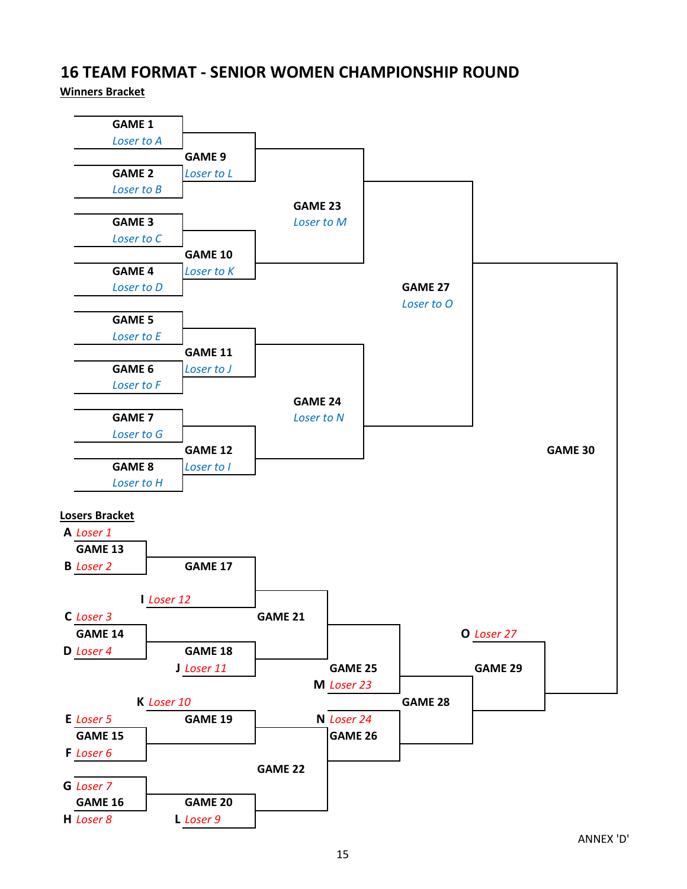# 16 TEAM FORMAT - SENIOR WOMEN CHAMPIONSHIP ROUND

**Winners Bracket**

**GAME 1**
*Loser to A*

**GAME 9**
*Loser to L*

**GAME 2**
*Loser to B*

**GAME 23**
*Loser to M*

**GAME 3**
*Loser to C*

**GAME 10**
*Loser to K*

**GAME 4**
*Loser to D*

**GAME 27**
*Loser to O*

**GAME 5**
*Loser to E*

**GAME 11**
*Loser to J*

**GAME 6**
*Loser to F*

**GAME 24**
*Loser to N*

**GAME 7**
*Loser to G*

**GAME 30**

**GAME 12**
*Loser to I*

**GAME 8**
*Loser to H*

**Losers Bracket**

**A** *Loser 1*
**GAME 13**
**B** *Loser 2*

**GAME 17**

**I** *Loser 12*

**C** *Loser 3*

**GAME 21**

**GAME 14**

**O** *Loser 27*

**D** *Loser 4*

**GAME 18**

**J** *Loser 11*

**GAME 25**

**GAME 29**

**M** *Loser 23*

**K** *Loser 10*

**GAME 28**

**E** *Loser 5*

**GAME 19**

**N** *Loser 24*

**GAME 15**

**GAME 26**

**F** *Loser 6*

**GAME 22**

**G** *Loser 7*
**GAME 16**
**H** *Loser 8*

**GAME 20**
**L** *Loser 9*

ANNEX 'D'